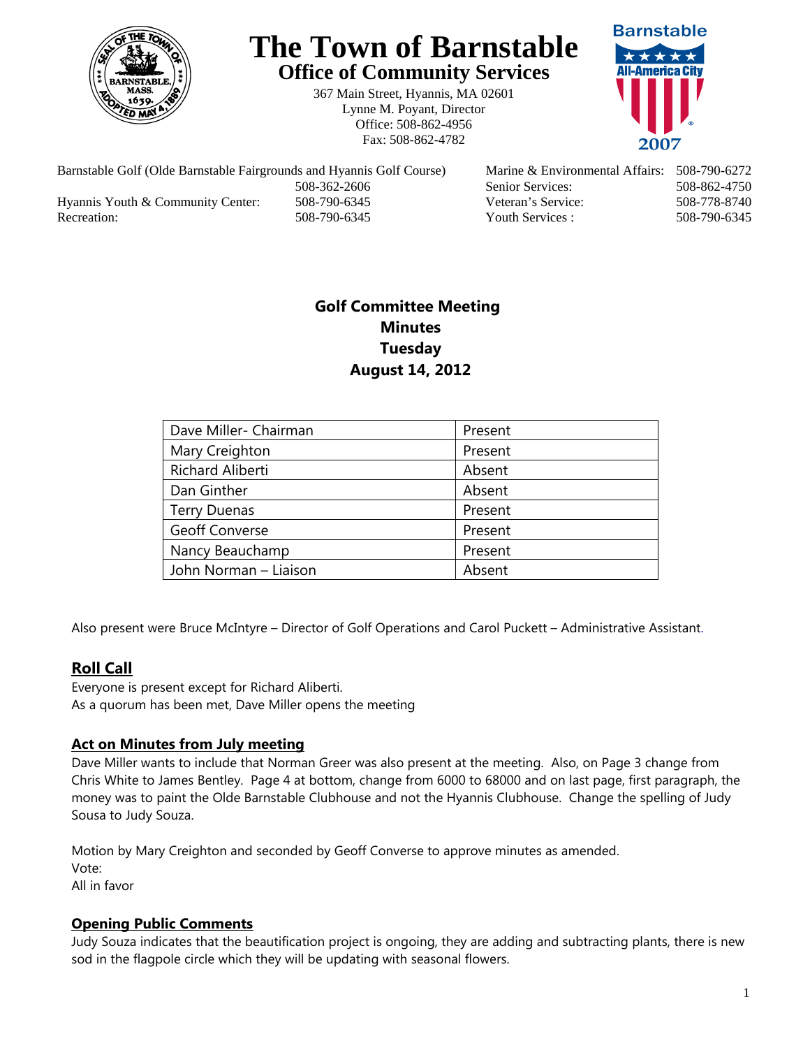# The Town of Barnstable

## Office of Community Services

367 Main Street, Hyannis, MA 02601
Lynne M. Poyant, Director
Office: 508-862-4956
Fax: 508-862-4782

Barnstable All-America City 2007

| | | | |
|---|---|---|---|
| Barnstable Golf (Olde Barnstable Fairgrounds and Hyannis Golf Course) | 508-362-2606 | Marine & Environmental Affairs: | 508-790-6272 |
| | | Senior Services: | 508-862-4750 |
| Hyannis Youth & Community Center: | 508-790-6345 | Veteran's Service: | 508-778-8740 |
| Recreation: | 508-790-6345 | Youth Services : | 508-790-6345 |

**Golf Committee Meeting**
**Minutes**
**Tuesday**
**August 14, 2012**

| | |
|---|---|
| Dave Miller- Chairman | Present |
| Mary Creighton | Present |
| Richard Aliberti | Absent |
| Dan Ginther | Absent |
| Terry Duenas | Present |
| Geoff Converse | Present |
| Nancy Beauchamp | Present |
| John Norman – Liaison | Absent |

Also present were Bruce McIntyre – Director of Golf Operations and Carol Puckett – Administrative Assistant.

## Roll Call

Everyone is present except for Richard Aliberti.
As a quorum has been met, Dave Miller opens the meeting

### Act on Minutes from July meeting

Dave Miller wants to include that Norman Greer was also present at the meeting. Also, on Page 3 change from Chris White to James Bentley. Page 4 at bottom, change from 6000 to 68000 and on last page, first paragraph, the money was to paint the Olde Barnstable Clubhouse and not the Hyannis Clubhouse. Change the spelling of Judy Sousa to Judy Souza.

Motion by Mary Creighton and seconded by Geoff Converse to approve minutes as amended.
Vote:
All in favor

### Opening Public Comments

Judy Souza indicates that the beautification project is ongoing, they are adding and subtracting plants, there is new sod in the flagpole circle which they will be updating with seasonal flowers.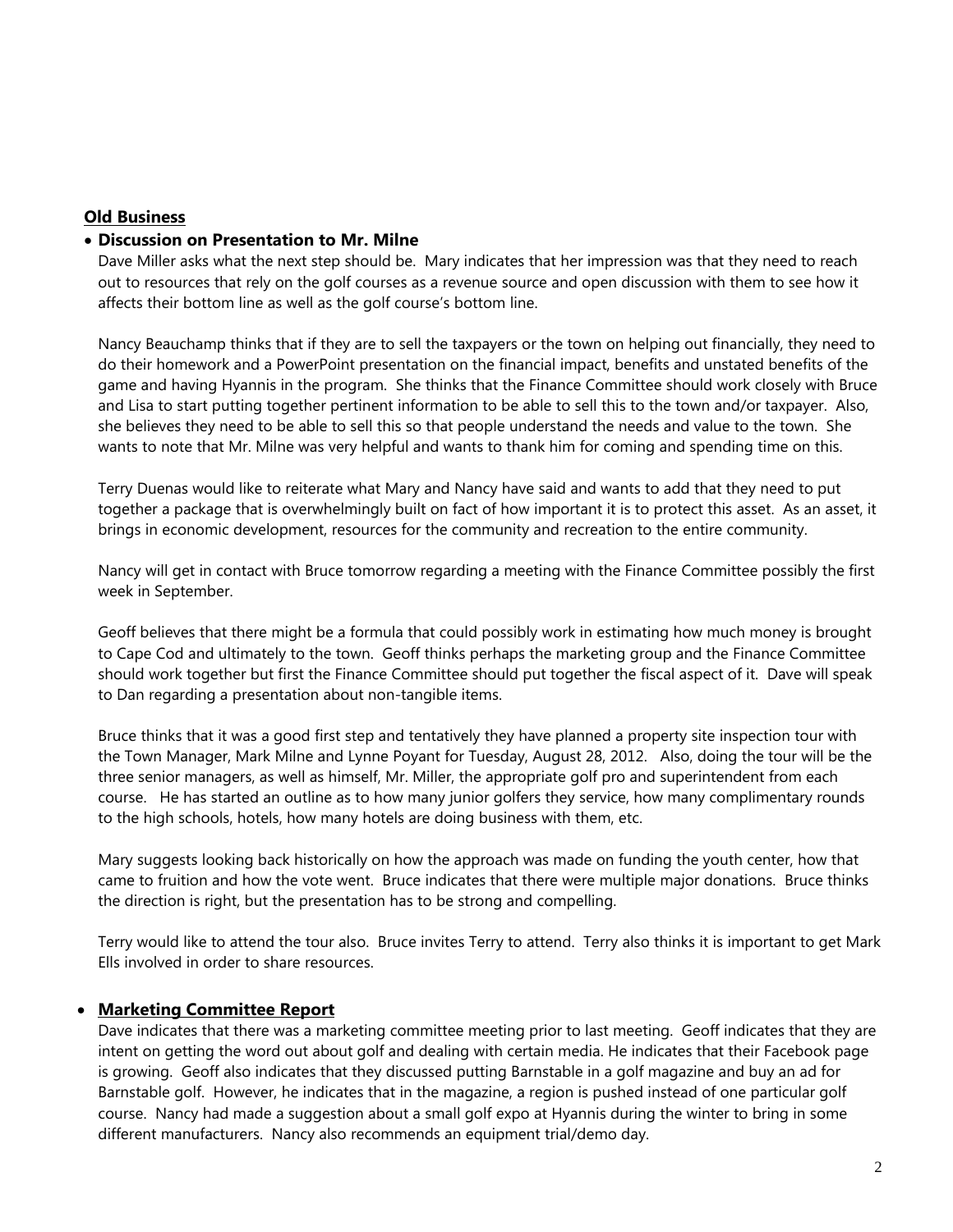## Old Business

- **Discussion on Presentation to Mr. Milne**

Dave Miller asks what the next step should be. Mary indicates that her impression was that they need to reach out to resources that rely on the golf courses as a revenue source and open discussion with them to see how it affects their bottom line as well as the golf course's bottom line.

Nancy Beauchamp thinks that if they are to sell the taxpayers or the town on helping out financially, they need to do their homework and a PowerPoint presentation on the financial impact, benefits and unstated benefits of the game and having Hyannis in the program. She thinks that the Finance Committee should work closely with Bruce and Lisa to start putting together pertinent information to be able to sell this to the town and/or taxpayer. Also, she believes they need to be able to sell this so that people understand the needs and value to the town. She wants to note that Mr. Milne was very helpful and wants to thank him for coming and spending time on this.

Terry Duenas would like to reiterate what Mary and Nancy have said and wants to add that they need to put together a package that is overwhelmingly built on fact of how important it is to protect this asset. As an asset, it brings in economic development, resources for the community and recreation to the entire community.

Nancy will get in contact with Bruce tomorrow regarding a meeting with the Finance Committee possibly the first week in September.

Geoff believes that there might be a formula that could possibly work in estimating how much money is brought to Cape Cod and ultimately to the town. Geoff thinks perhaps the marketing group and the Finance Committee should work together but first the Finance Committee should put together the fiscal aspect of it. Dave will speak to Dan regarding a presentation about non-tangible items.

Bruce thinks that it was a good first step and tentatively they have planned a property site inspection tour with the Town Manager, Mark Milne and Lynne Poyant for Tuesday, August 28, 2012. Also, doing the tour will be the three senior managers, as well as himself, Mr. Miller, the appropriate golf pro and superintendent from each course. He has started an outline as to how many junior golfers they service, how many complimentary rounds to the high schools, hotels, how many hotels are doing business with them, etc.

Mary suggests looking back historically on how the approach was made on funding the youth center, how that came to fruition and how the vote went. Bruce indicates that there were multiple major donations. Bruce thinks the direction is right, but the presentation has to be strong and compelling.

Terry would like to attend the tour also. Bruce invites Terry to attend. Terry also thinks it is important to get Mark Ells involved in order to share resources.

- **Marketing Committee Report**

Dave indicates that there was a marketing committee meeting prior to last meeting. Geoff indicates that they are intent on getting the word out about golf and dealing with certain media. He indicates that their Facebook page is growing. Geoff also indicates that they discussed putting Barnstable in a golf magazine and buy an ad for Barnstable golf. However, he indicates that in the magazine, a region is pushed instead of one particular golf course. Nancy had made a suggestion about a small golf expo at Hyannis during the winter to bring in some different manufacturers. Nancy also recommends an equipment trial/demo day.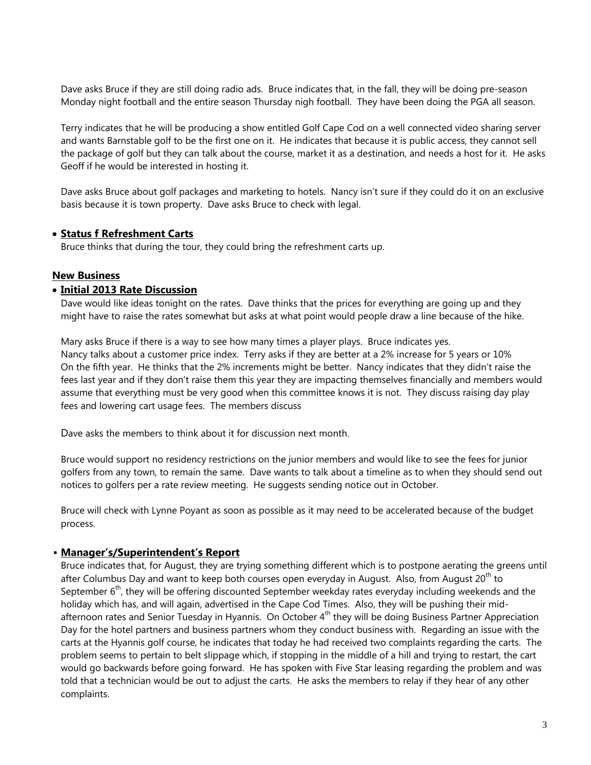Dave asks Bruce if they are still doing radio ads. Bruce indicates that, in the fall, they will be doing pre-season Monday night football and the entire season Thursday nigh football. They have been doing the PGA all season.

Terry indicates that he will be producing a show entitled Golf Cape Cod on a well connected video sharing server and wants Barnstable golf to be the first one on it. He indicates that because it is public access, they cannot sell the package of golf but they can talk about the course, market it as a destination, and needs a host for it. He asks Geoff if he would be interested in hosting it.

Dave asks Bruce about golf packages and marketing to hotels. Nancy isn't sure if they could do it on an exclusive basis because it is town property. Dave asks Bruce to check with legal.

- **Status f Refreshment Carts**

  Bruce thinks that during the tour, they could bring the refreshment carts up.

## New Business

- **Initial 2013 Rate Discussion**

  Dave would like ideas tonight on the rates. Dave thinks that the prices for everything are going up and they might have to raise the rates somewhat but asks at what point would people draw a line because of the hike.

  Mary asks Bruce if there is a way to see how many times a player plays. Bruce indicates yes.
  Nancy talks about a customer price index. Terry asks if they are better at a 2% increase for 5 years or 10% On the fifth year. He thinks that the 2% increments might be better. Nancy indicates that they didn't raise the fees last year and if they don't raise them this year they are impacting themselves financially and members would assume that everything must be very good when this committee knows it is not. They discuss raising day play fees and lowering cart usage fees. The members discuss

  Dave asks the members to think about it for discussion next month.

  Bruce would support no residency restrictions on the junior members and would like to see the fees for junior golfers from any town, to remain the same. Dave wants to talk about a timeline as to when they should send out notices to golfers per a rate review meeting. He suggests sending notice out in October.

  Bruce will check with Lynne Poyant as soon as possible as it may need to be accelerated because of the budget process.

- **Manager's/Superintendent's Report**

  Bruce indicates that, for August, they are trying something different which is to postpone aerating the greens until after Columbus Day and want to keep both courses open everyday in August. Also, from August 20th to September 6th, they will be offering discounted September weekday rates everyday including weekends and the holiday which has, and will again, advertised in the Cape Cod Times. Also, they will be pushing their mid-afternoon rates and Senior Tuesday in Hyannis. On October 4th they will be doing Business Partner Appreciation Day for the hotel partners and business partners whom they conduct business with. Regarding an issue with the carts at the Hyannis golf course, he indicates that today he had received two complaints regarding the carts. The problem seems to pertain to belt slippage which, if stopping in the middle of a hill and trying to restart, the cart would go backwards before going forward. He has spoken with Five Star leasing regarding the problem and was told that a technician would be out to adjust the carts. He asks the members to relay if they hear of any other complaints.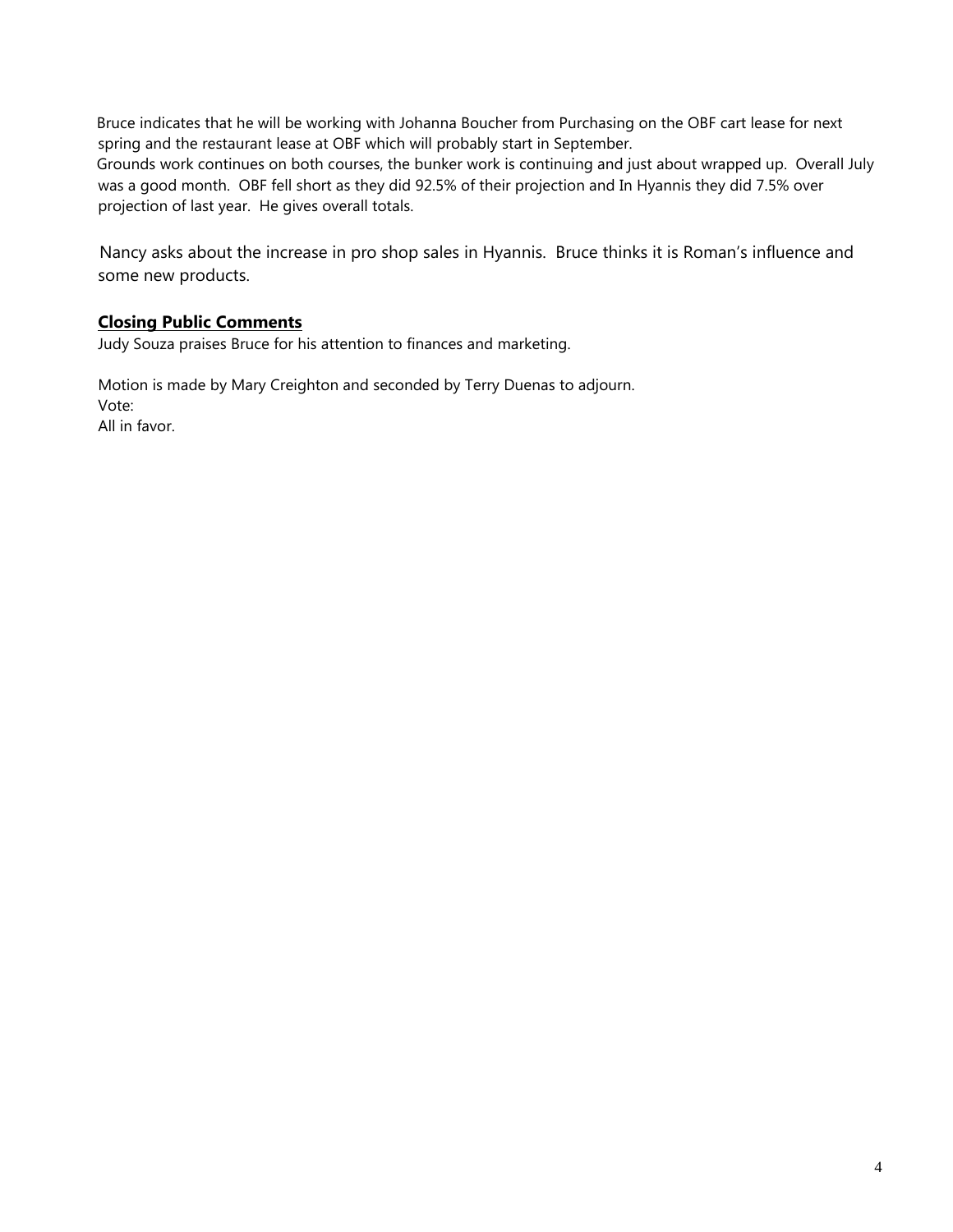Bruce indicates that he will be working with Johanna Boucher from Purchasing on the OBF cart lease for next spring and the restaurant lease at OBF which will probably start in September.
Grounds work continues on both courses, the bunker work is continuing and just about wrapped up. Overall July was a good month. OBF fell short as they did 92.5% of their projection and In Hyannis they did 7.5% over projection of last year. He gives overall totals.

Nancy asks about the increase in pro shop sales in Hyannis. Bruce thinks it is Roman's influence and some new products.

## **Closing Public Comments**

Judy Souza praises Bruce for his attention to finances and marketing.

Motion is made by Mary Creighton and seconded by Terry Duenas to adjourn.
Vote:
All in favor.